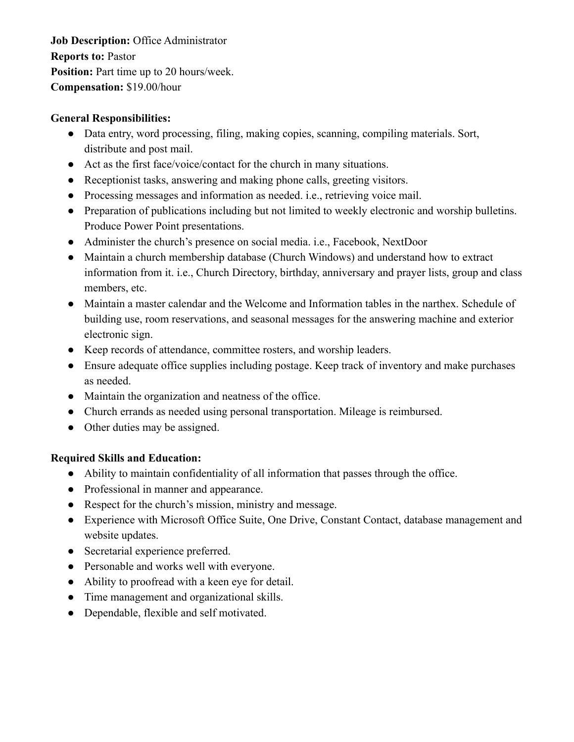**Job Description:** Office Administrator
**Reports to:** Pastor
**Position:** Part time up to 20 hours/week.
**Compensation:** $19.00/hour

**General Responsibilities:**

- Data entry, word processing, filing, making copies, scanning, compiling materials. Sort, distribute and post mail.
- Act as the first face/voice/contact for the church in many situations.
- Receptionist tasks, answering and making phone calls, greeting visitors.
- Processing messages and information as needed. i.e., retrieving voice mail.
- Preparation of publications including but not limited to weekly electronic and worship bulletins. Produce Power Point presentations.
- Administer the church's presence on social media. i.e., Facebook, NextDoor
- Maintain a church membership database (Church Windows) and understand how to extract information from it. i.e., Church Directory, birthday, anniversary and prayer lists, group and class members, etc.
- Maintain a master calendar and the Welcome and Information tables in the narthex. Schedule of building use, room reservations, and seasonal messages for the answering machine and exterior electronic sign.
- Keep records of attendance, committee rosters, and worship leaders.
- Ensure adequate office supplies including postage. Keep track of inventory and make purchases as needed.
- Maintain the organization and neatness of the office.
- Church errands as needed using personal transportation. Mileage is reimbursed.
- Other duties may be assigned.

**Required Skills and Education:**

- Ability to maintain confidentiality of all information that passes through the office.
- Professional in manner and appearance.
- Respect for the church's mission, ministry and message.
- Experience with Microsoft Office Suite, One Drive, Constant Contact, database management and website updates.
- Secretarial experience preferred.
- Personable and works well with everyone.
- Ability to proofread with a keen eye for detail.
- Time management and organizational skills.
- Dependable, flexible and self motivated.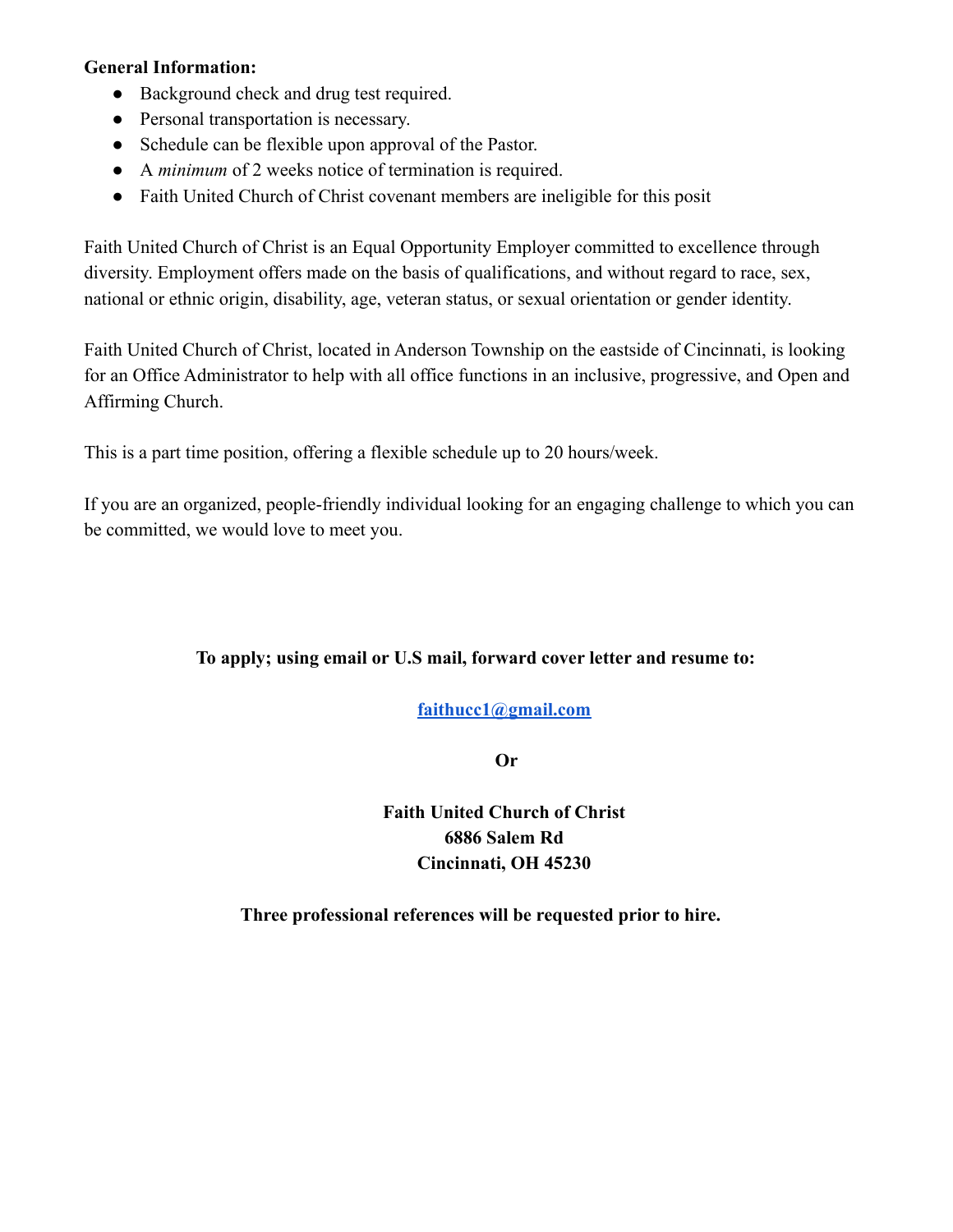**General Information:**

- Background check and drug test required.
- Personal transportation is necessary.
- Schedule can be flexible upon approval of the Pastor.
- A *minimum* of 2 weeks notice of termination is required.
- Faith United Church of Christ covenant members are ineligible for this posit

Faith United Church of Christ is an Equal Opportunity Employer committed to excellence through diversity. Employment offers made on the basis of qualifications, and without regard to race, sex, national or ethnic origin, disability, age, veteran status, or sexual orientation or gender identity.

Faith United Church of Christ, located in Anderson Township on the eastside of Cincinnati, is looking for an Office Administrator to help with all office functions in an inclusive, progressive, and Open and Affirming Church.

This is a part time position, offering a flexible schedule up to 20 hours/week.

If you are an organized, people-friendly individual looking for an engaging challenge to which you can be committed, we would love to meet you.

**To apply; using email or U.S mail, forward cover letter and resume to:**

**[faithucc1@gmail.com](mailto:faithucc1@gmail.com)**

**Or**

**Faith United Church of Christ**
**6886 Salem Rd**
**Cincinnati, OH 45230**

**Three professional references will be requested prior to hire.**